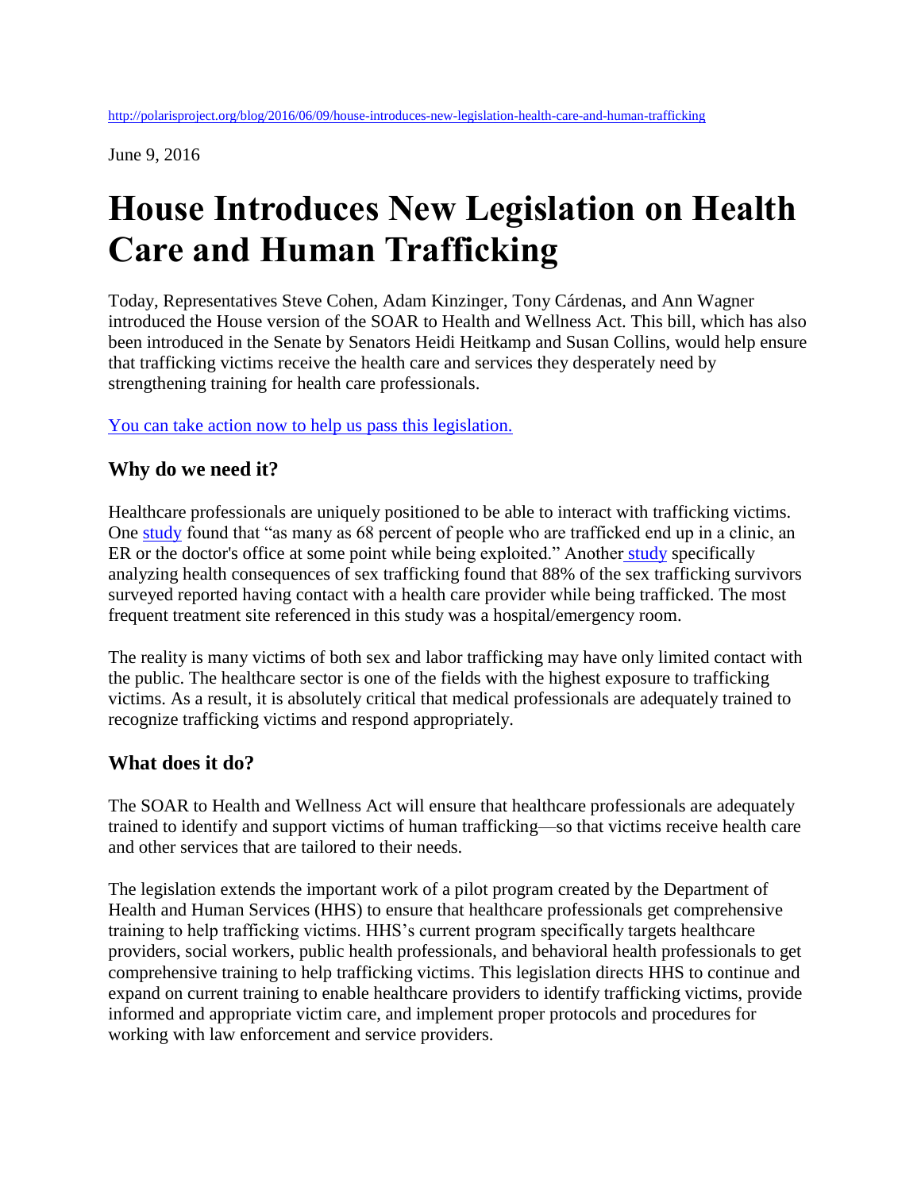http://polarisproject.org/blog/2016/06/09/house-introduces-new-legislation-health-care-and-human-trafficking

June 9, 2016

# House Introduces New Legislation on Health Care and Human Trafficking

Today, Representatives Steve Cohen, Adam Kinzinger, Tony Cárdenas, and Ann Wagner introduced the House version of the SOAR to Health and Wellness Act. This bill, which has also been introduced in the Senate by Senators Heidi Heitkamp and Susan Collins, would help ensure that trafficking victims receive the health care and services they desperately need by strengthening training for health care professionals.

You can take action now to help us pass this legislation.

### Why do we need it?

Healthcare professionals are uniquely positioned to be able to interact with trafficking victims. One study found that "as many as 68 percent of people who are trafficked end up in a clinic, an ER or the doctor's office at some point while being exploited." Another study specifically analyzing health consequences of sex trafficking found that 88% of the sex trafficking survivors surveyed reported having contact with a health care provider while being trafficked. The most frequent treatment site referenced in this study was a hospital/emergency room.

The reality is many victims of both sex and labor trafficking may have only limited contact with the public. The healthcare sector is one of the fields with the highest exposure to trafficking victims. As a result, it is absolutely critical that medical professionals are adequately trained to recognize trafficking victims and respond appropriately.

### What does it do?

The SOAR to Health and Wellness Act will ensure that healthcare professionals are adequately trained to identify and support victims of human trafficking—so that victims receive health care and other services that are tailored to their needs.

The legislation extends the important work of a pilot program created by the Department of Health and Human Services (HHS) to ensure that healthcare professionals get comprehensive training to help trafficking victims. HHS's current program specifically targets healthcare providers, social workers, public health professionals, and behavioral health professionals to get comprehensive training to help trafficking victims. This legislation directs HHS to continue and expand on current training to enable healthcare providers to identify trafficking victims, provide informed and appropriate victim care, and implement proper protocols and procedures for working with law enforcement and service providers.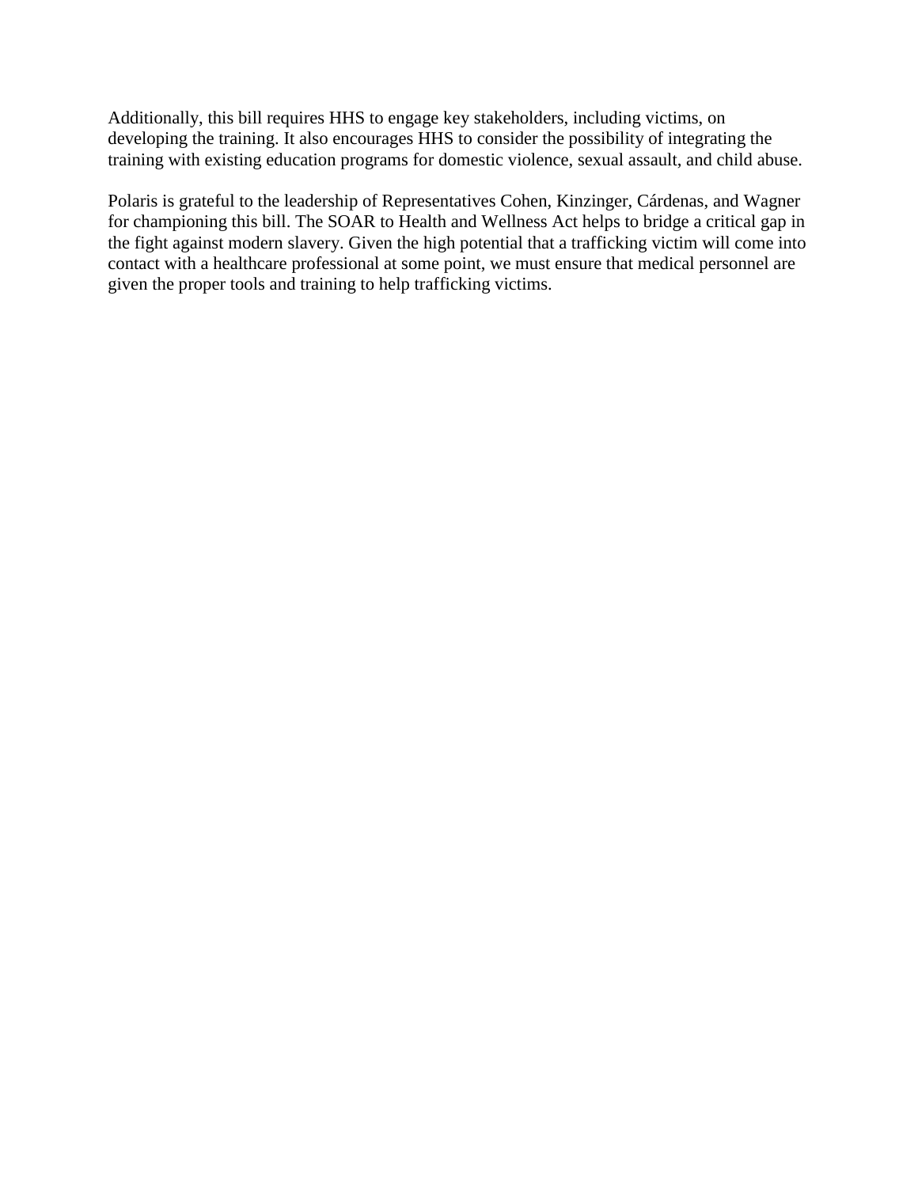Additionally, this bill requires HHS to engage key stakeholders, including victims, on developing the training. It also encourages HHS to consider the possibility of integrating the training with existing education programs for domestic violence, sexual assault, and child abuse.

Polaris is grateful to the leadership of Representatives Cohen, Kinzinger, Cárdenas, and Wagner for championing this bill. The SOAR to Health and Wellness Act helps to bridge a critical gap in the fight against modern slavery. Given the high potential that a trafficking victim will come into contact with a healthcare professional at some point, we must ensure that medical personnel are given the proper tools and training to help trafficking victims.